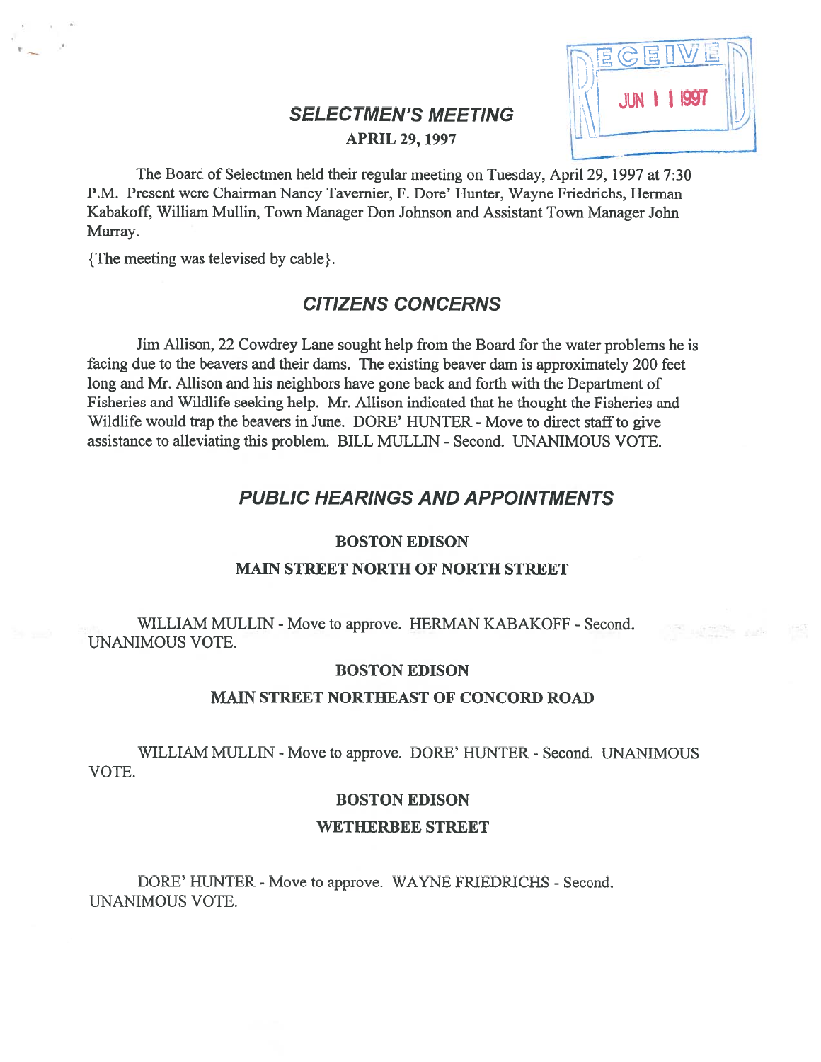# SELECTMEN'S MEETING

**APRIL 29, 1997**

RECEIVED JUN 11 1997

The Board of Selectmen held their regular meeting on Tuesday, April 29, 1997 at 7:30 P.M. Present were Chairman Nancy Tavernier, F. Dore' Hunter, Wayne Friedrichs, Herman Kabakoff, William Mullin, Town Manager Don Johnson and Assistant Town Manager John Murray.

{The meeting was televised by cable}.

## CITIZENS CONCERNS

Jim Allison, 22 Cowdrey Lane sought help from the Board for the water problems he is facing due to the beavers and their dams. The existing beaver dam is approximately 200 feet long and Mr. Allison and his neighbors have gone back and forth with the Department of Fisheries and Wildlife seeking help. Mr. Allison indicated that he thought the Fisheries and Wildlife would trap the beavers in June. DORE' HUNTER - Move to direct staff to give assistance to alleviating this problem. BILL MULLIN - Second. UNANIMOUS VOTE.

## PUBLIC HEARINGS AND APPOINTMENTS

### BOSTON EDISON

### MAIN STREET NORTH OF NORTH STREET

WILLIAM MULLIN - Move to approve. HERMAN KABAKOFF - Second. UNANIMOUS VOTE.

### BOSTON EDISON

### MAIN STREET NORTHEAST OF CONCORD ROAD

WILLIAM MULLIN - Move to approve. DORE' HUNTER - Second. UNANIMOUS VOTE.

### BOSTON EDISON

### WETHERBEE STREET

DORE' HUNTER - Move to approve. WAYNE FRIEDRICHS - Second. UNANIMOUS VOTE.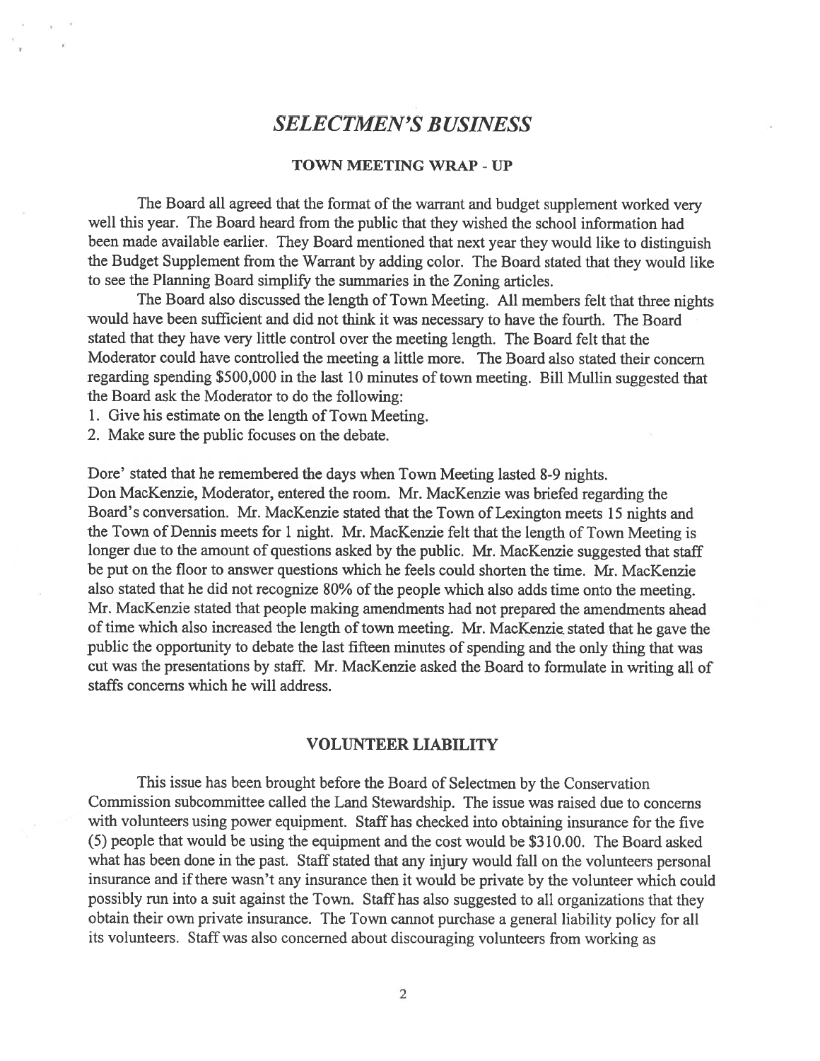# *SELECTMEN'S BUSINESS*

## TOWN MEETING WRAP - UP

The Board all agreed that the format of the warrant and budget supplement worked very well this year. The Board heard from the public that they wished the school information had been made available earlier. They Board mentioned that next year they would like to distinguish the Budget Supplement from the Warrant by adding color. The Board stated that they would like to see the Planning Board simplify the summaries in the Zoning articles.

The Board also discussed the length of Town Meeting. All members felt that three nights would have been sufficient and did not think it was necessary to have the fourth. The Board stated that they have very little control over the meeting length. The Board felt that the Moderator could have controlled the meeting a little more. The Board also stated their concern regarding spending $500,000 in the last 10 minutes of town meeting. Bill Mullin suggested that the Board ask the Moderator to do the following:

1. Give his estimate on the length of Town Meeting.
2. Make sure the public focuses on the debate.

Dore' stated that he remembered the days when Town Meeting lasted 8-9 nights.
Don MacKenzie, Moderator, entered the room. Mr. MacKenzie was briefed regarding the Board's conversation. Mr. MacKenzie stated that the Town of Lexington meets 15 nights and the Town of Dennis meets for 1 night. Mr. MacKenzie felt that the length of Town Meeting is longer due to the amount of questions asked by the public. Mr. MacKenzie suggested that staff be put on the floor to answer questions which he feels could shorten the time. Mr. MacKenzie also stated that he did not recognize 80% of the people which also adds time onto the meeting. Mr. MacKenzie stated that people making amendments had not prepared the amendments ahead of time which also increased the length of town meeting. Mr. MacKenzie stated that he gave the public the opportunity to debate the last fifteen minutes of spending and the only thing that was cut was the presentations by staff. Mr. MacKenzie asked the Board to formulate in writing all of staffs concerns which he will address.

## VOLUNTEER LIABILITY

This issue has been brought before the Board of Selectmen by the Conservation Commission subcommittee called the Land Stewardship. The issue was raised due to concerns with volunteers using power equipment. Staff has checked into obtaining insurance for the five (5) people that would be using the equipment and the cost would be $310.00. The Board asked what has been done in the past. Staff stated that any injury would fall on the volunteers personal insurance and if there wasn't any insurance then it would be private by the volunteer which could possibly run into a suit against the Town. Staff has also suggested to all organizations that they obtain their own private insurance. The Town cannot purchase a general liability policy for all its volunteers. Staff was also concerned about discouraging volunteers from working as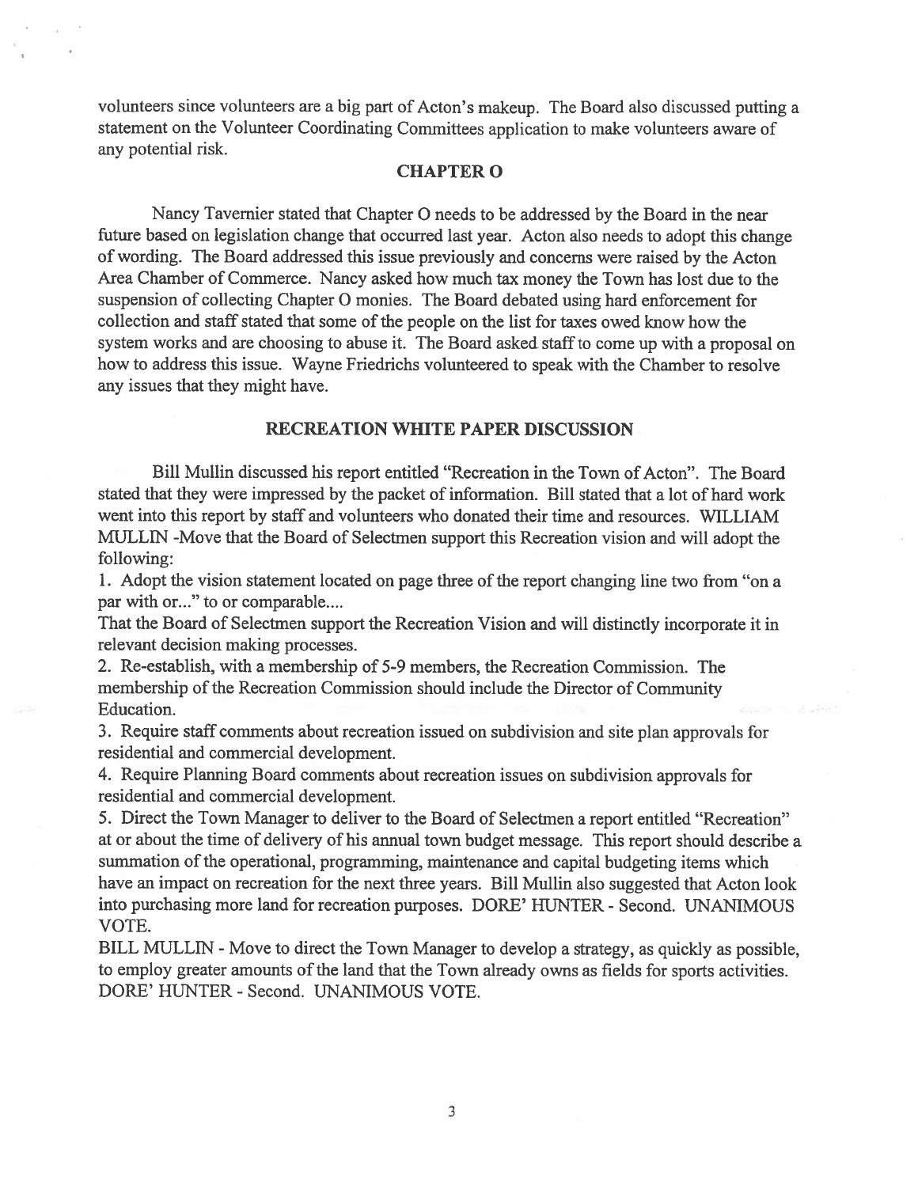volunteers since volunteers are a big part of Acton's makeup. The Board also discussed putting a statement on the Volunteer Coordinating Committees application to make volunteers aware of any potential risk.

## CHAPTER O

Nancy Tavernier stated that Chapter O needs to be addressed by the Board in the near future based on legislation change that occurred last year. Acton also needs to adopt this change of wording. The Board addressed this issue previously and concerns were raised by the Acton Area Chamber of Commerce. Nancy asked how much tax money the Town has lost due to the suspension of collecting Chapter O monies. The Board debated using hard enforcement for collection and staff stated that some of the people on the list for taxes owed know how the system works and are choosing to abuse it. The Board asked staff to come up with a proposal on how to address this issue. Wayne Friedrichs volunteered to speak with the Chamber to resolve any issues that they might have.

## RECREATION WHITE PAPER DISCUSSION

Bill Mullin discussed his report entitled "Recreation in the Town of Acton". The Board stated that they were impressed by the packet of information. Bill stated that a lot of hard work went into this report by staff and volunteers who donated their time and resources. WILLIAM MULLIN -Move that the Board of Selectmen support this Recreation vision and will adopt the following:

1. Adopt the vision statement located on page three of the report changing line two from "on a par with or..." to or comparable....

That the Board of Selectmen support the Recreation Vision and will distinctly incorporate it in relevant decision making processes.

2. Re-establish, with a membership of 5-9 members, the Recreation Commission. The membership of the Recreation Commission should include the Director of Community Education.
3. Require staff comments about recreation issued on subdivision and site plan approvals for residential and commercial development.
4. Require Planning Board comments about recreation issues on subdivision approvals for residential and commercial development.
5. Direct the Town Manager to deliver to the Board of Selectmen a report entitled "Recreation" at or about the time of delivery of his annual town budget message. This report should describe a summation of the operational, programming, maintenance and capital budgeting items which have an impact on recreation for the next three years. Bill Mullin also suggested that Acton look into purchasing more land for recreation purposes. DORE' HUNTER - Second. UNANIMOUS VOTE.

BILL MULLIN - Move to direct the Town Manager to develop a strategy, as quickly as possible, to employ greater amounts of the land that the Town already owns as fields for sports activities. DORE' HUNTER - Second. UNANIMOUS VOTE.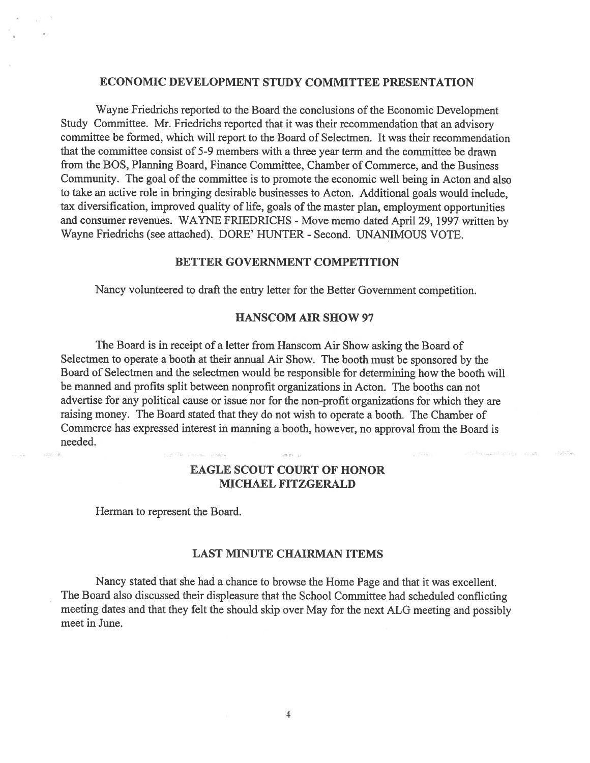## ECONOMIC DEVELOPMENT STUDY COMMITTEE PRESENTATION

Wayne Friedrichs reported to the Board the conclusions of the Economic Development Study Committee. Mr. Friedrichs reported that it was their recommendation that an advisory committee be formed, which will report to the Board of Selectmen. It was their recommendation that the committee consist of 5-9 members with a three year term and the committee be drawn from the BOS, Planning Board, Finance Committee, Chamber of Commerce, and the Business Community. The goal of the committee is to promote the economic well being in Acton and also to take an active role in bringing desirable businesses to Acton. Additional goals would include, tax diversification, improved quality of life, goals of the master plan, employment opportunities and consumer revenues. WAYNE FRIEDRICHS - Move memo dated April 29, 1997 written by Wayne Friedrichs (see attached). DORE' HUNTER - Second. UNANIMOUS VOTE.

## BETTER GOVERNMENT COMPETITION

Nancy volunteered to draft the entry letter for the Better Government competition.

## HANSCOM AIR SHOW 97

The Board is in receipt of a letter from Hanscom Air Show asking the Board of Selectmen to operate a booth at their annual Air Show. The booth must be sponsored by the Board of Selectmen and the selectmen would be responsible for determining how the booth will be manned and profits split between nonprofit organizations in Acton. The booths can not advertise for any political cause or issue nor for the non-profit organizations for which they are raising money. The Board stated that they do not wish to operate a booth. The Chamber of Commerce has expressed interest in manning a booth, however, no approval from the Board is needed.

## EAGLE SCOUT COURT OF HONOR
## MICHAEL FITZGERALD

Herman to represent the Board.

## LAST MINUTE CHAIRMAN ITEMS

Nancy stated that she had a chance to browse the Home Page and that it was excellent. The Board also discussed their displeasure that the School Committee had scheduled conflicting meeting dates and that they felt the should skip over May for the next ALG meeting and possibly meet in June.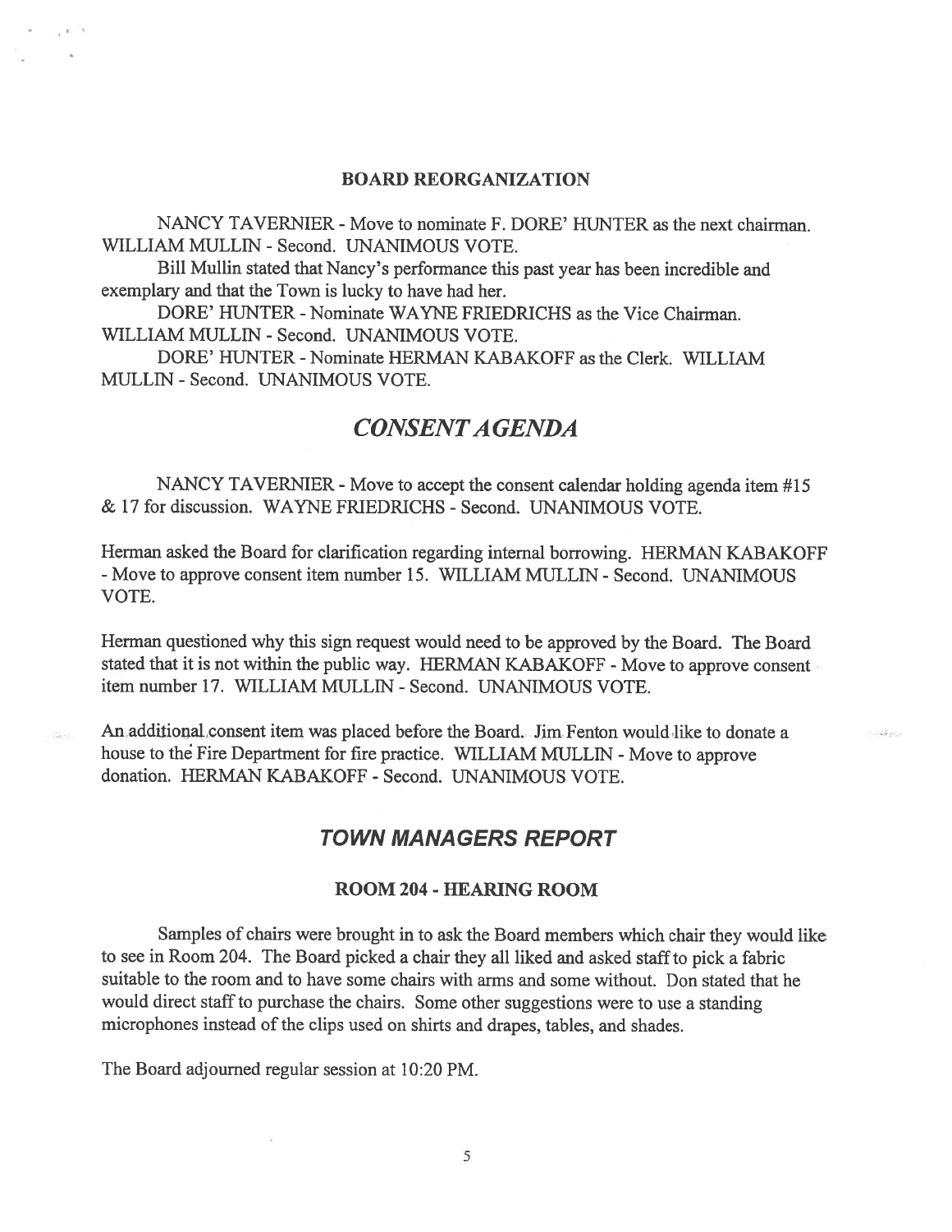### BOARD REORGANIZATION

NANCY TAVERNIER - Move to nominate F. DORE' HUNTER as the next chairman. WILLIAM MULLIN - Second. UNANIMOUS VOTE.

Bill Mullin stated that Nancy's performance this past year has been incredible and exemplary and that the Town is lucky to have had her.

DORE' HUNTER - Nominate WAYNE FRIEDRICHS as the Vice Chairman. WILLIAM MULLIN - Second. UNANIMOUS VOTE.

DORE' HUNTER - Nominate HERMAN KABAKOFF as the Clerk. WILLIAM MULLIN - Second. UNANIMOUS VOTE.

## *CONSENT AGENDA*

NANCY TAVERNIER - Move to accept the consent calendar holding agenda item #15 & 17 for discussion. WAYNE FRIEDRICHS - Second. UNANIMOUS VOTE.

Herman asked the Board for clarification regarding internal borrowing. HERMAN KABAKOFF - Move to approve consent item number 15. WILLIAM MULLIN - Second. UNANIMOUS VOTE.

Herman questioned why this sign request would need to be approved by the Board. The Board stated that it is not within the public way. HERMAN KABAKOFF - Move to approve consent item number 17. WILLIAM MULLIN - Second. UNANIMOUS VOTE.

An additional consent item was placed before the Board. Jim Fenton would like to donate a house to the Fire Department for fire practice. WILLIAM MULLIN - Move to approve donation. HERMAN KABAKOFF - Second. UNANIMOUS VOTE.

## *TOWN MANAGERS REPORT*

### ROOM 204 - HEARING ROOM

Samples of chairs were brought in to ask the Board members which chair they would like to see in Room 204. The Board picked a chair they all liked and asked staff to pick a fabric suitable to the room and to have some chairs with arms and some without. Don stated that he would direct staff to purchase the chairs. Some other suggestions were to use a standing microphones instead of the clips used on shirts and drapes, tables, and shades.

The Board adjourned regular session at 10:20 PM.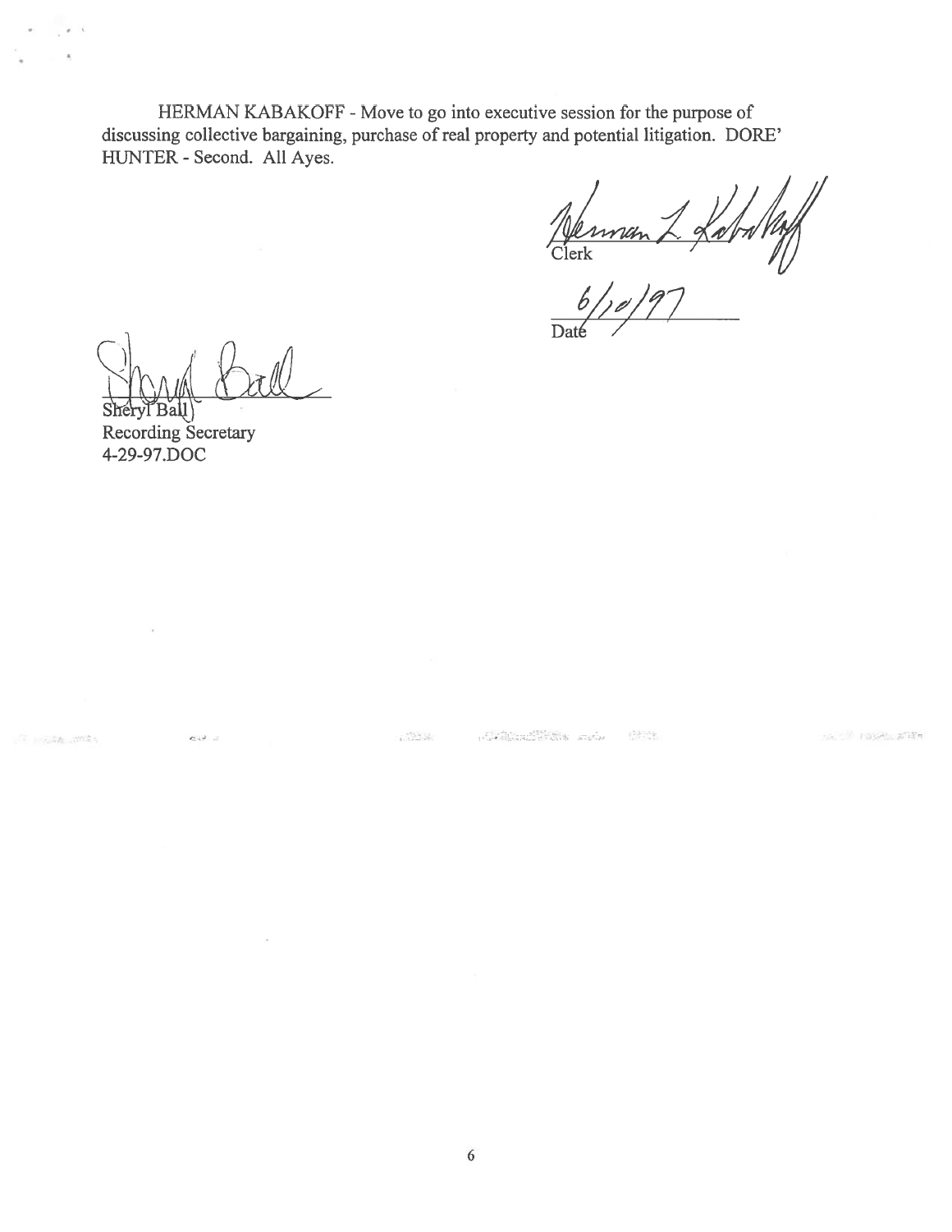HERMAN KABAKOFF - Move to go into executive session for the purpose of discussing collective bargaining, purchase of real property and potential litigation. DORE' HUNTER - Second. All Ayes.

Herman L. Kabakoff
Clerk

6/10/97
Date

Sheryl Ball
Recording Secretary
4-29-97.DOC